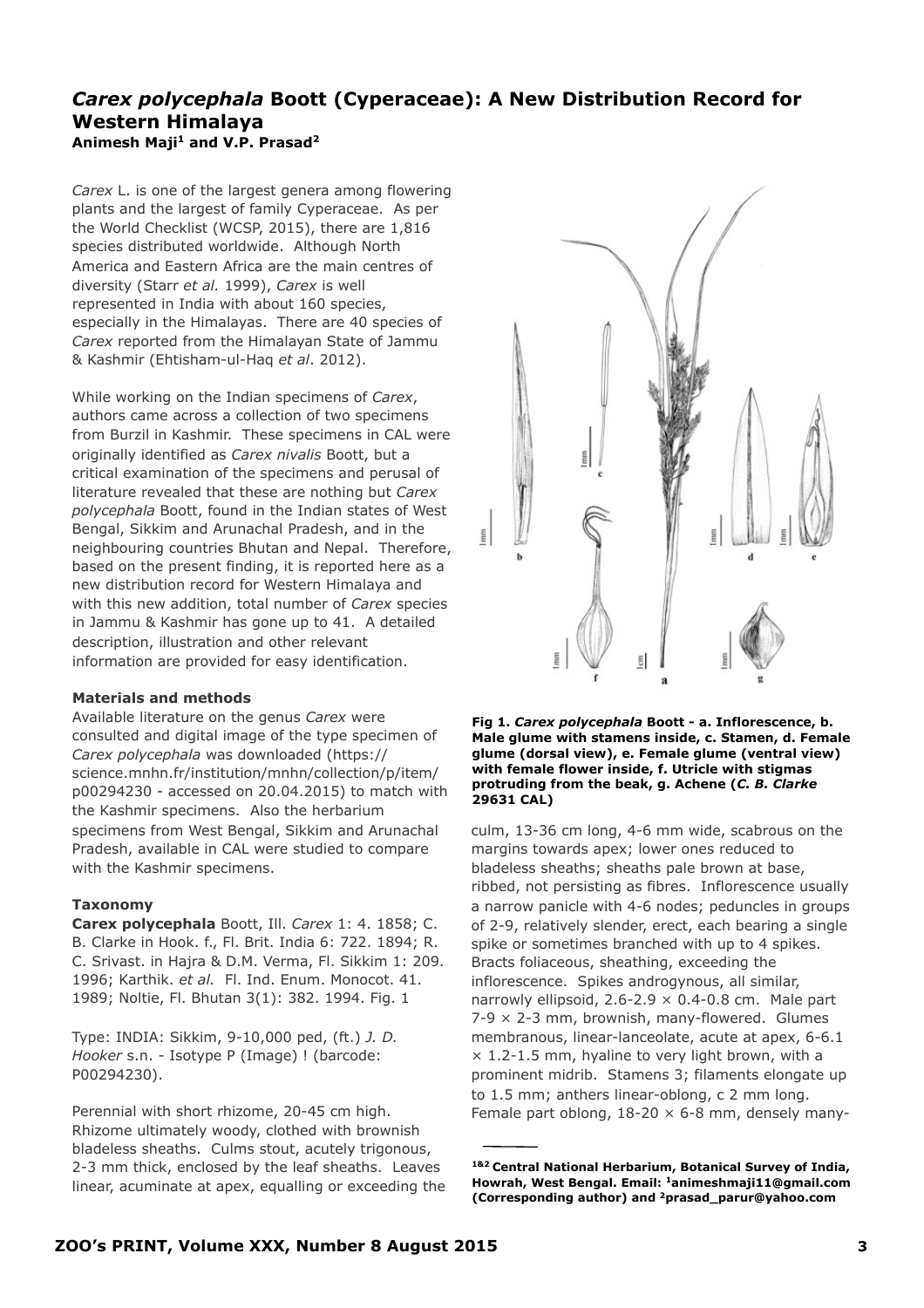# *Carex polycephala* Boott (Cyperaceae): A New Distribution Record for Western Himalaya

**Animesh Maji[1] and V.P. Prasad[2]**

*Carex* L. is one of the largest genera among flowering plants and the largest of family Cyperaceae. As per the World Checklist (WCSP, 2015), there are 1,816 species distributed worldwide. Although North America and Eastern Africa are the main centres of diversity (Starr *et al.* 1999), *Carex* is well represented in India with about 160 species, especially in the Himalayas. There are 40 species of *Carex* reported from the Himalayan State of Jammu & Kashmir (Ehtisham-ul-Haq *et al*. 2012).

While working on the Indian specimens of *Carex*, authors came across a collection of two specimens from Burzil in Kashmir. These specimens in CAL were originally identified as *Carex nivalis* Boott, but a critical examination of the specimens and perusal of literature revealed that these are nothing but *Carex polycephala* Boott, found in the Indian states of West Bengal, Sikkim and Arunachal Pradesh, and in the neighbouring countries Bhutan and Nepal. Therefore, based on the present finding, it is reported here as a new distribution record for Western Himalaya and with this new addition, total number of *Carex* species in Jammu & Kashmir has gone up to 41. A detailed description, illustration and other relevant information are provided for easy identification.

**Materials and methods**

Available literature on the genus *Carex* were consulted and digital image of the type specimen of *Carex polycephala* was downloaded (https://science.mnhn.fr/institution/mnhn/collection/p/item/p00294230 - accessed on 20.04.2015) to match with the Kashmir specimens. Also the herbarium specimens from West Bengal, Sikkim and Arunachal Pradesh, available in CAL were studied to compare with the Kashmir specimens.

**Taxonomy**

**Carex polycephala** Boott, Ill. *Carex* 1: 4. 1858; C. B. Clarke in Hook. f., Fl. Brit. India 6: 722. 1894; R. C. Srivast. in Hajra & D.M. Verma, Fl. Sikkim 1: 209. 1996; Karthik. *et al.* Fl. Ind. Enum. Monocot. 41. 1989; Noltie, Fl. Bhutan 3(1): 382. 1994. Fig. 1

Type: INDIA: Sikkim, 9-10,000 ped, (ft.) *J. D. Hooker* s.n. - Isotype P (Image) ! (barcode: P00294230).

Perennial with short rhizome, 20-45 cm high. Rhizome ultimately woody, clothed with brownish bladeless sheaths. Culms stout, acutely trigonous, 2-3 mm thick, enclosed by the leaf sheaths. Leaves linear, acuminate at apex, equalling or exceeding the culm, 13-36 cm long, 4-6 mm wide, scabrous on the margins towards apex; lower ones reduced to bladeless sheaths; sheaths pale brown at base, ribbed, not persisting as fibres. Inflorescence usually a narrow panicle with 4-6 nodes; peduncles in groups of 2-9, relatively slender, erect, each bearing a single spike or sometimes branched with up to 4 spikes. Bracts foliaceous, sheathing, exceeding the inflorescence. Spikes androgynous, all similar, narrowly ellipsoid, 2.6-2.9 × 0.4-0.8 cm. Male part 7-9 × 2-3 mm, brownish, many-flowered. Glumes membranous, linear-lanceolate, acute at apex, 6-6.1 × 1.2-1.5 mm, hyaline to very light brown, with a prominent midrib. Stamens 3; filaments elongate up to 1.5 mm; anthers linear-oblong, c 2 mm long. Female part oblong, 18-20 × 6-8 mm, densely many-

**Fig 1. *Carex polycephala* Boott - a. Inflorescence, b. Male glume with stamens inside, c. Stamen, d. Female glume (dorsal view), e. Female glume (ventral view) with female flower inside, f. Utricle with stigmas protruding from the beak, g. Achene (*C. B. Clarke* 29631 CAL)**

---

**[1&2] Central National Herbarium, Botanical Survey of India, Howrah, West Bengal. Email: [1]animeshmaji11@gmail.com (Corresponding author) and [2]prasad_parur@yahoo.com**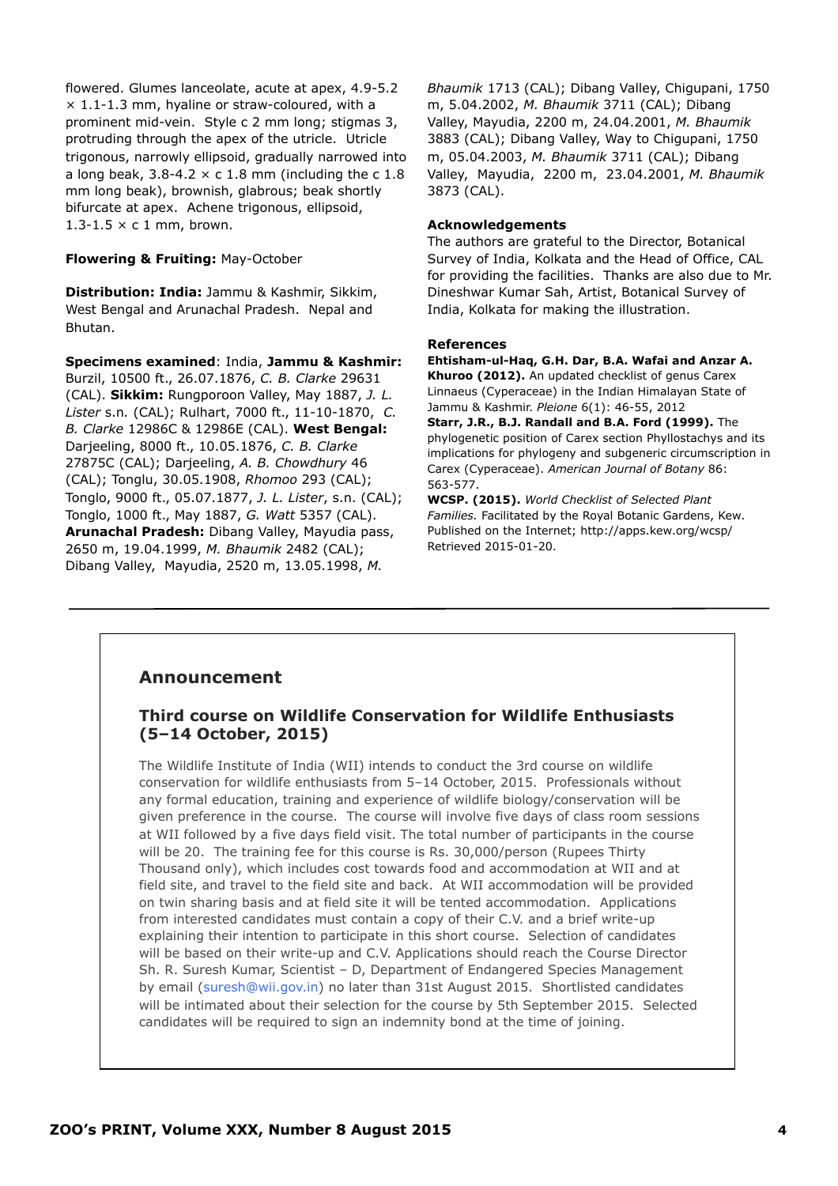flowered. Glumes lanceolate, acute at apex, 4.9-5.2 × 1.1-1.3 mm, hyaline or straw-coloured, with a prominent mid-vein. Style c 2 mm long; stigmas 3, protruding through the apex of the utricle. Utricle trigonous, narrowly ellipsoid, gradually narrowed into a long beak, 3.8-4.2 × c 1.8 mm (including the c 1.8 mm long beak), brownish, glabrous; beak shortly bifurcate at apex. Achene trigonous, ellipsoid, 1.3-1.5 × c 1 mm, brown.

**Flowering & Fruiting:** May-October

**Distribution: India:** Jammu & Kashmir, Sikkim, West Bengal and Arunachal Pradesh. Nepal and Bhutan.

**Specimens examined**: India, **Jammu & Kashmir:** Burzil, 10500 ft., 26.07.1876, *C. B. Clarke* 29631 (CAL). **Sikkim:** Rungporoon Valley, May 1887, *J. L. Lister* s.n. (CAL); Rulhart, 7000 ft., 11-10-1870, *C. B. Clarke* 12986C & 12986E (CAL). **West Bengal:** Darjeeling, 8000 ft., 10.05.1876, *C. B. Clarke* 27875C (CAL); Darjeeling, *A. B. Chowdhury* 46 (CAL); Tonglu, 30.05.1908, *Rhomoo* 293 (CAL); Tonglo, 9000 ft., 05.07.1877, *J. L. Lister*, s.n. (CAL); Tonglo, 1000 ft., May 1887, *G. Watt* 5357 (CAL). **Arunachal Pradesh:** Dibang Valley, Mayudia pass, 2650 m, 19.04.1999, *M. Bhaumik* 2482 (CAL); Dibang Valley, Mayudia, 2520 m, 13.05.1998, *M. Bhaumik* 1713 (CAL); Dibang Valley, Chigupani, 1750 m, 5.04.2002, *M. Bhaumik* 3711 (CAL); Dibang Valley, Mayudia, 2200 m, 24.04.2001, *M. Bhaumik* 3883 (CAL); Dibang Valley, Way to Chigupani, 1750 m, 05.04.2003, *M. Bhaumik* 3711 (CAL); Dibang Valley, Mayudia, 2200 m, 23.04.2001, *M. Bhaumik* 3873 (CAL).

**Acknowledgements**

The authors are grateful to the Director, Botanical Survey of India, Kolkata and the Head of Office, CAL for providing the facilities. Thanks are also due to Mr. Dineshwar Kumar Sah, Artist, Botanical Survey of India, Kolkata for making the illustration.

**References**

**Ehtisham-ul-Haq, G.H. Dar, B.A. Wafai and Anzar A. Khuroo (2012).** An updated checklist of genus Carex Linnaeus (Cyperaceae) in the Indian Himalayan State of Jammu & Kashmir. *Pleione* 6(1): 46-55, 2012

**Starr, J.R., B.J. Randall and B.A. Ford (1999).** The phylogenetic position of Carex section Phyllostachys and its implications for phylogeny and subgeneric circumscription in Carex (Cyperaceae). *American Journal of Botany* 86: 563-577.

**WCSP. (2015).** *World Checklist of Selected Plant Families.* Facilitated by the Royal Botanic Gardens, Kew. Published on the Internet; http://apps.kew.org/wcsp/ Retrieved 2015-01-20.

---

## Announcement

### Third course on Wildlife Conservation for Wildlife Enthusiasts (5–14 October, 2015)

The Wildlife Institute of India (WII) intends to conduct the 3rd course on wildlife conservation for wildlife enthusiasts from 5–14 October, 2015. Professionals without any formal education, training and experience of wildlife biology/conservation will be given preference in the course. The course will involve five days of class room sessions at WII followed by a five days field visit. The total number of participants in the course will be 20. The training fee for this course is Rs. 30,000/person (Rupees Thirty Thousand only), which includes cost towards food and accommodation at WII and at field site, and travel to the field site and back. At WII accommodation will be provided on twin sharing basis and at field site it will be tented accommodation. Applications from interested candidates must contain a copy of their C.V. and a brief write-up explaining their intention to participate in this short course. Selection of candidates will be based on their write-up and C.V. Applications should reach the Course Director Sh. R. Suresh Kumar, Scientist – D, Department of Endangered Species Management by email (suresh@wii.gov.in) no later than 31st August 2015. Shortlisted candidates will be intimated about their selection for the course by 5th September 2015. Selected candidates will be required to sign an indemnity bond at the time of joining.